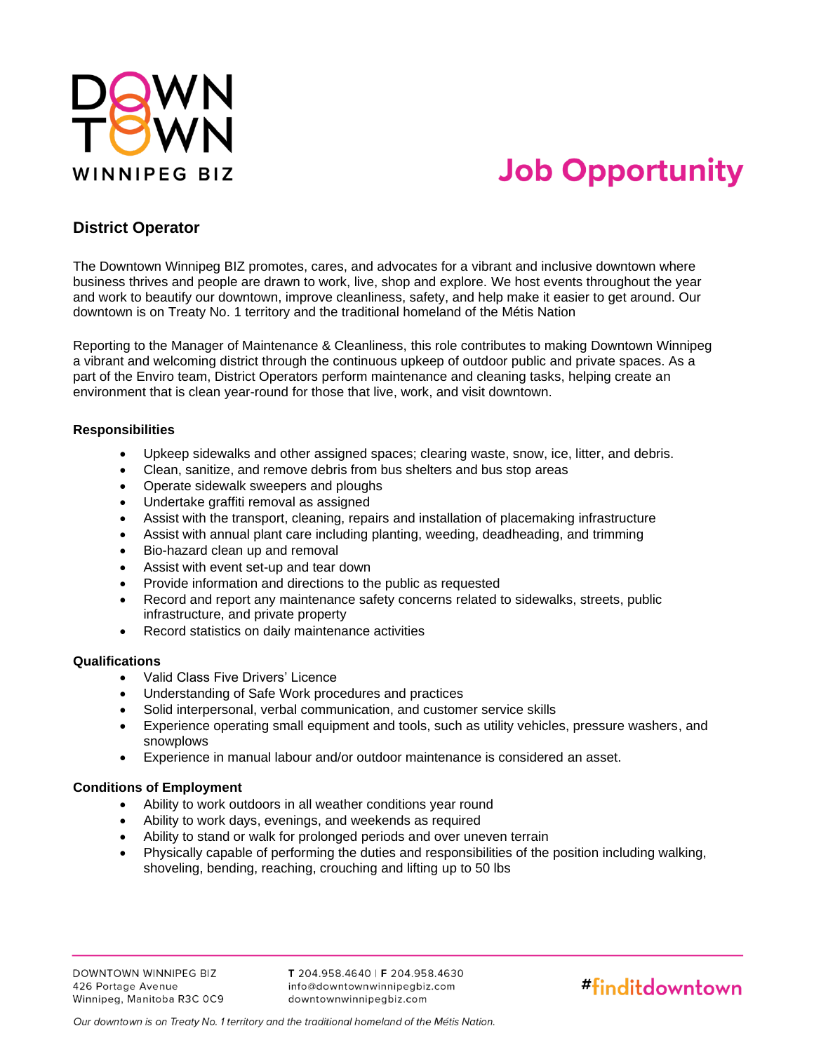# Job Opportunity

## District Operator

The Downtown Winnipeg BIZ promotes, cares, and advocates for a vibrant and inclusive downtown where business thrives and people are drawn to work, live, shop and explore. We host events throughout the year and work to beautify our downtown, improve cleanliness, safety, and help make it easier to get around. Our downtown is on Treaty No. 1 territory and the traditional homeland of the Métis Nation

Reporting to the Manager of Maintenance & Cleanliness, this role contributes to making Downtown Winnipeg a vibrant and welcoming district through the continuous upkeep of outdoor public and private spaces. As a part of the Enviro team, District Operators perform maintenance and cleaning tasks, helping create an environment that is clean year-round for those that live, work, and visit downtown.

### Responsibilities

- Upkeep sidewalks and other assigned spaces; clearing waste, snow, ice, litter, and debris.
- Clean, sanitize, and remove debris from bus shelters and bus stop areas
- Operate sidewalk sweepers and ploughs
- Undertake graffiti removal as assigned
- Assist with the transport, cleaning, repairs and installation of placemaking infrastructure
- Assist with annual plant care including planting, weeding, deadheading, and trimming
- Bio-hazard clean up and removal
- Assist with event set-up and tear down
- Provide information and directions to the public as requested
- Record and report any maintenance safety concerns related to sidewalks, streets, public infrastructure, and private property
- Record statistics on daily maintenance activities

### Qualifications

- Valid Class Five Drivers' Licence
- Understanding of Safe Work procedures and practices
- Solid interpersonal, verbal communication, and customer service skills
- Experience operating small equipment and tools, such as utility vehicles, pressure washers, and snowplows
- Experience in manual labour and/or outdoor maintenance is considered an asset.

### Conditions of Employment

- Ability to work outdoors in all weather conditions year round
- Ability to work days, evenings, and weekends as required
- Ability to stand or walk for prolonged periods and over uneven terrain
- Physically capable of performing the duties and responsibilities of the position including walking, shoveling, bending, reaching, crouching and lifting up to 50 lbs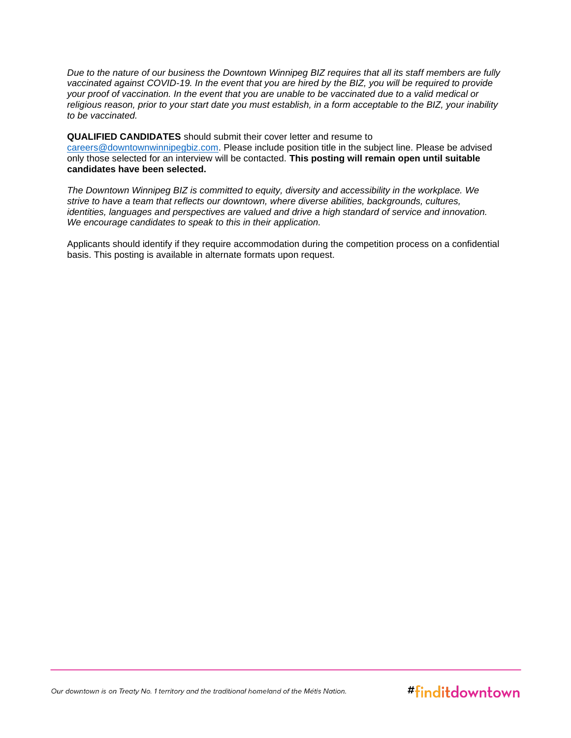*Due to the nature of our business the Downtown Winnipeg BIZ requires that all its staff members are fully vaccinated against COVID-19. In the event that you are hired by the BIZ, you will be required to provide your proof of vaccination. In the event that you are unable to be vaccinated due to a valid medical or religious reason, prior to your start date you must establish, in a form acceptable to the BIZ, your inability to be vaccinated.*

**QUALIFIED CANDIDATES** should submit their cover letter and resume to careers@downtownwinnipegbiz.com. Please include position title in the subject line. Please be advised only those selected for an interview will be contacted. **This posting will remain open until suitable candidates have been selected.**

*The Downtown Winnipeg BIZ is committed to equity, diversity and accessibility in the workplace. We strive to have a team that reflects our downtown, where diverse abilities, backgrounds, cultures, identities, languages and perspectives are valued and drive a high standard of service and innovation. We encourage candidates to speak to this in their application.*

Applicants should identify if they require accommodation during the competition process on a confidential basis. This posting is available in alternate formats upon request.

*Our downtown is on Treaty No. 1 territory and the traditional homeland of the Métis Nation.*

#finditdowntown